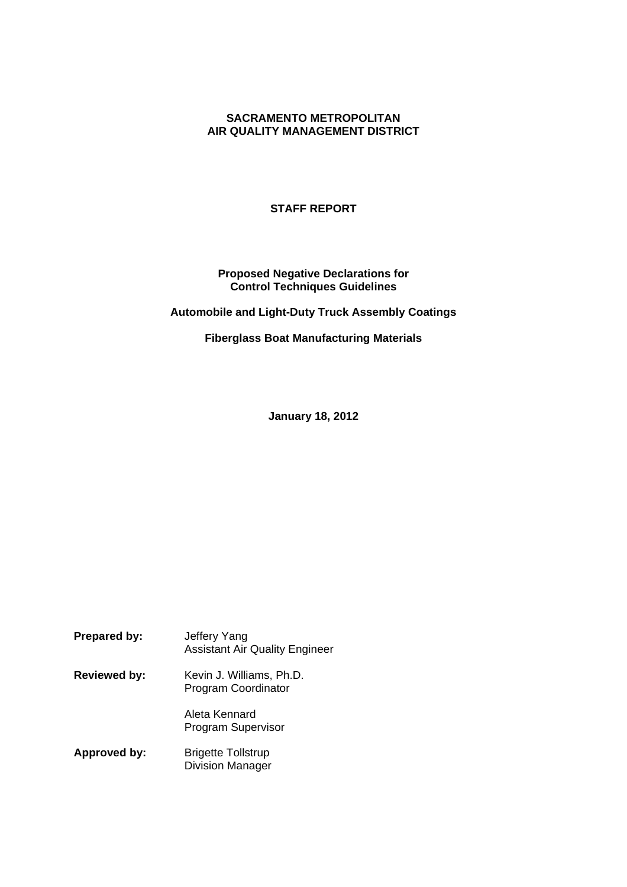# SACRAMENTO METROPOLITAN AIR QUALITY MANAGEMENT DISTRICT

## STAFF REPORT

### Proposed Negative Declarations for Control Techniques Guidelines

### Automobile and Light-Duty Truck Assembly Coatings

### Fiberglass Boat Manufacturing Materials

**January 18, 2012**

**Prepared by:** Jeffery Yang
Assistant Air Quality Engineer

**Reviewed by:** Kevin J. Williams, Ph.D.
Program Coordinator

Aleta Kennard
Program Supervisor

**Approved by:** Brigette Tollstrup
Division Manager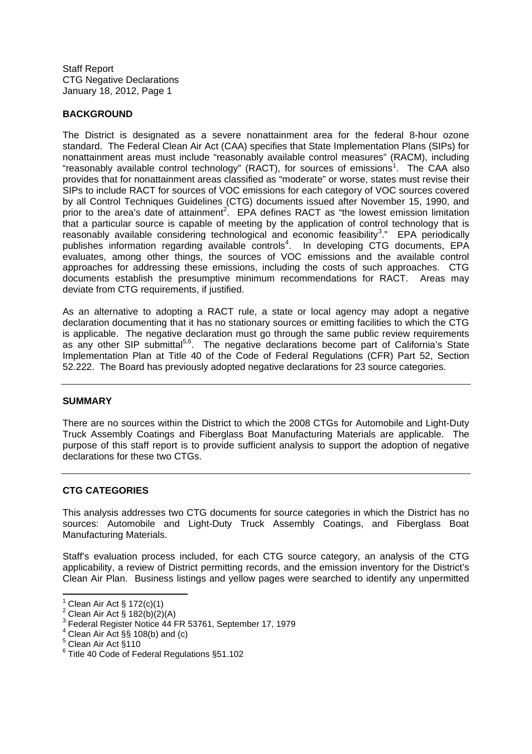## BACKGROUND

The District is designated as a severe nonattainment area for the federal 8-hour ozone standard. The Federal Clean Air Act (CAA) specifies that State Implementation Plans (SIPs) for nonattainment areas must include "reasonably available control measures" (RACM), including "reasonably available control technology" (RACT), for sources of emissions[1]. The CAA also provides that for nonattainment areas classified as "moderate" or worse, states must revise their SIPs to include RACT for sources of VOC emissions for each category of VOC sources covered by all Control Techniques Guidelines (CTG) documents issued after November 15, 1990, and prior to the area's date of attainment[2]. EPA defines RACT as "the lowest emission limitation that a particular source is capable of meeting by the application of control technology that is reasonably available considering technological and economic feasibility[3]." EPA periodically publishes information regarding available controls[4]. In developing CTG documents, EPA evaluates, among other things, the sources of VOC emissions and the available control approaches for addressing these emissions, including the costs of such approaches. CTG documents establish the presumptive minimum recommendations for RACT. Areas may deviate from CTG requirements, if justified.

As an alternative to adopting a RACT rule, a state or local agency may adopt a negative declaration documenting that it has no stationary sources or emitting facilities to which the CTG is applicable. The negative declaration must go through the same public review requirements as any other SIP submittal[5,6]. The negative declarations become part of California's State Implementation Plan at Title 40 of the Code of Federal Regulations (CFR) Part 52, Section 52.222. The Board has previously adopted negative declarations for 23 source categories.

---

## SUMMARY

There are no sources within the District to which the 2008 CTGs for Automobile and Light-Duty Truck Assembly Coatings and Fiberglass Boat Manufacturing Materials are applicable. The purpose of this staff report is to provide sufficient analysis to support the adoption of negative declarations for these two CTGs.

---

## CTG CATEGORIES

This analysis addresses two CTG documents for source categories in which the District has no sources: Automobile and Light-Duty Truck Assembly Coatings, and Fiberglass Boat Manufacturing Materials.

Staff's evaluation process included, for each CTG source category, an analysis of the CTG applicability, a review of District permitting records, and the emission inventory for the District's Clean Air Plan. Business listings and yellow pages were searched to identify any unpermitted

---

[1] Clean Air Act § 172(c)(1)
[2] Clean Air Act § 182(b)(2)(A)
[3] Federal Register Notice 44 FR 53761, September 17, 1979
[4] Clean Air Act §§ 108(b) and (c)
[5] Clean Air Act §110
[6] Title 40 Code of Federal Regulations §51.102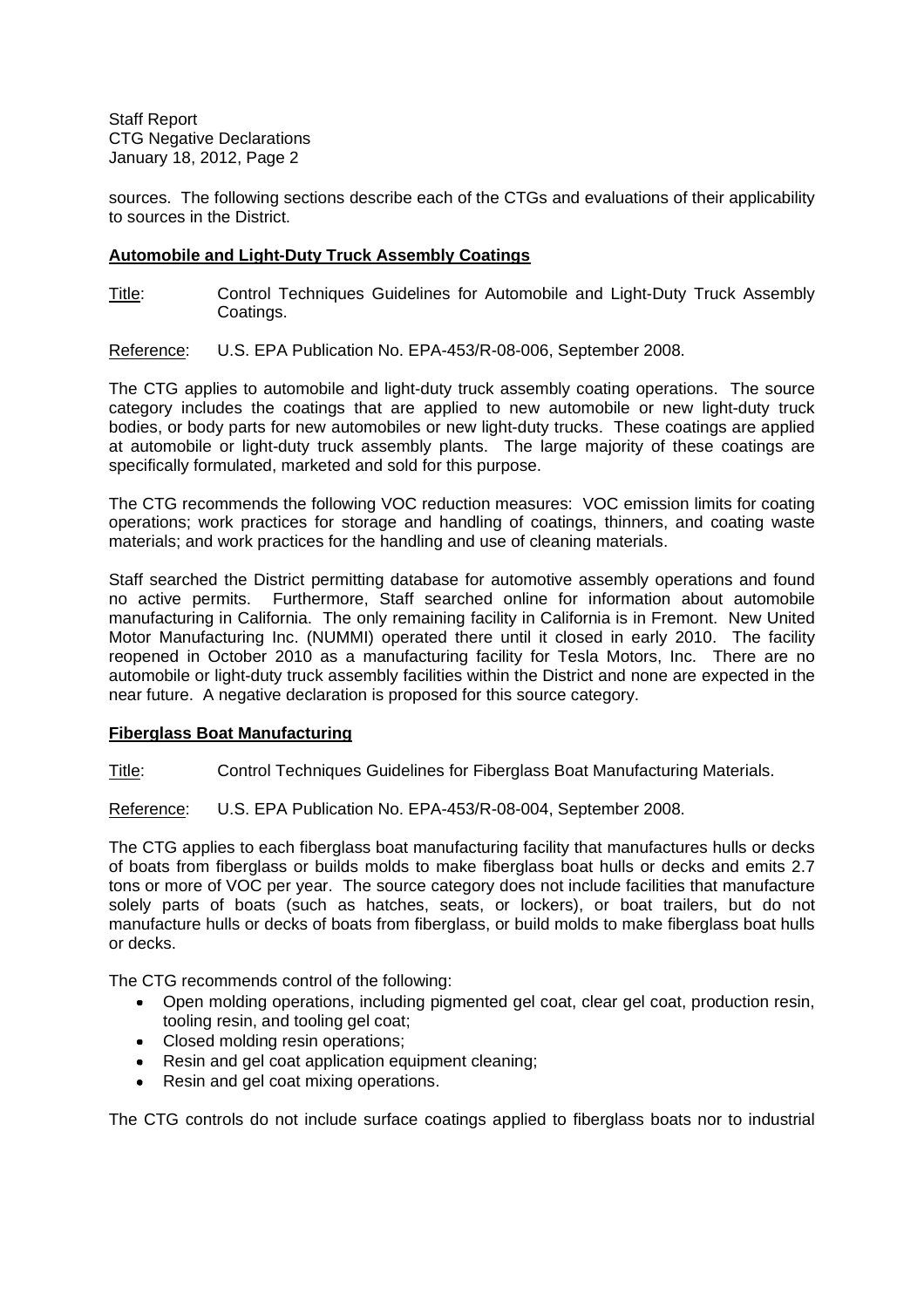sources. The following sections describe each of the CTGs and evaluations of their applicability to sources in the District.

**Automobile and Light-Duty Truck Assembly Coatings**

Title: Control Techniques Guidelines for Automobile and Light-Duty Truck Assembly Coatings.

Reference: U.S. EPA Publication No. EPA-453/R-08-006, September 2008.

The CTG applies to automobile and light-duty truck assembly coating operations. The source category includes the coatings that are applied to new automobile or new light-duty truck bodies, or body parts for new automobiles or new light-duty trucks. These coatings are applied at automobile or light-duty truck assembly plants. The large majority of these coatings are specifically formulated, marketed and sold for this purpose.

The CTG recommends the following VOC reduction measures: VOC emission limits for coating operations; work practices for storage and handling of coatings, thinners, and coating waste materials; and work practices for the handling and use of cleaning materials.

Staff searched the District permitting database for automotive assembly operations and found no active permits. Furthermore, Staff searched online for information about automobile manufacturing in California. The only remaining facility in California is in Fremont. New United Motor Manufacturing Inc. (NUMMI) operated there until it closed in early 2010. The facility reopened in October 2010 as a manufacturing facility for Tesla Motors, Inc. There are no automobile or light-duty truck assembly facilities within the District and none are expected in the near future. A negative declaration is proposed for this source category.

**Fiberglass Boat Manufacturing**

Title: Control Techniques Guidelines for Fiberglass Boat Manufacturing Materials.

Reference: U.S. EPA Publication No. EPA-453/R-08-004, September 2008.

The CTG applies to each fiberglass boat manufacturing facility that manufactures hulls or decks of boats from fiberglass or builds molds to make fiberglass boat hulls or decks and emits 2.7 tons or more of VOC per year. The source category does not include facilities that manufacture solely parts of boats (such as hatches, seats, or lockers), or boat trailers, but do not manufacture hulls or decks of boats from fiberglass, or build molds to make fiberglass boat hulls or decks.

The CTG recommends control of the following:

- Open molding operations, including pigmented gel coat, clear gel coat, production resin, tooling resin, and tooling gel coat;
- Closed molding resin operations;
- Resin and gel coat application equipment cleaning;
- Resin and gel coat mixing operations.

The CTG controls do not include surface coatings applied to fiberglass boats nor to industrial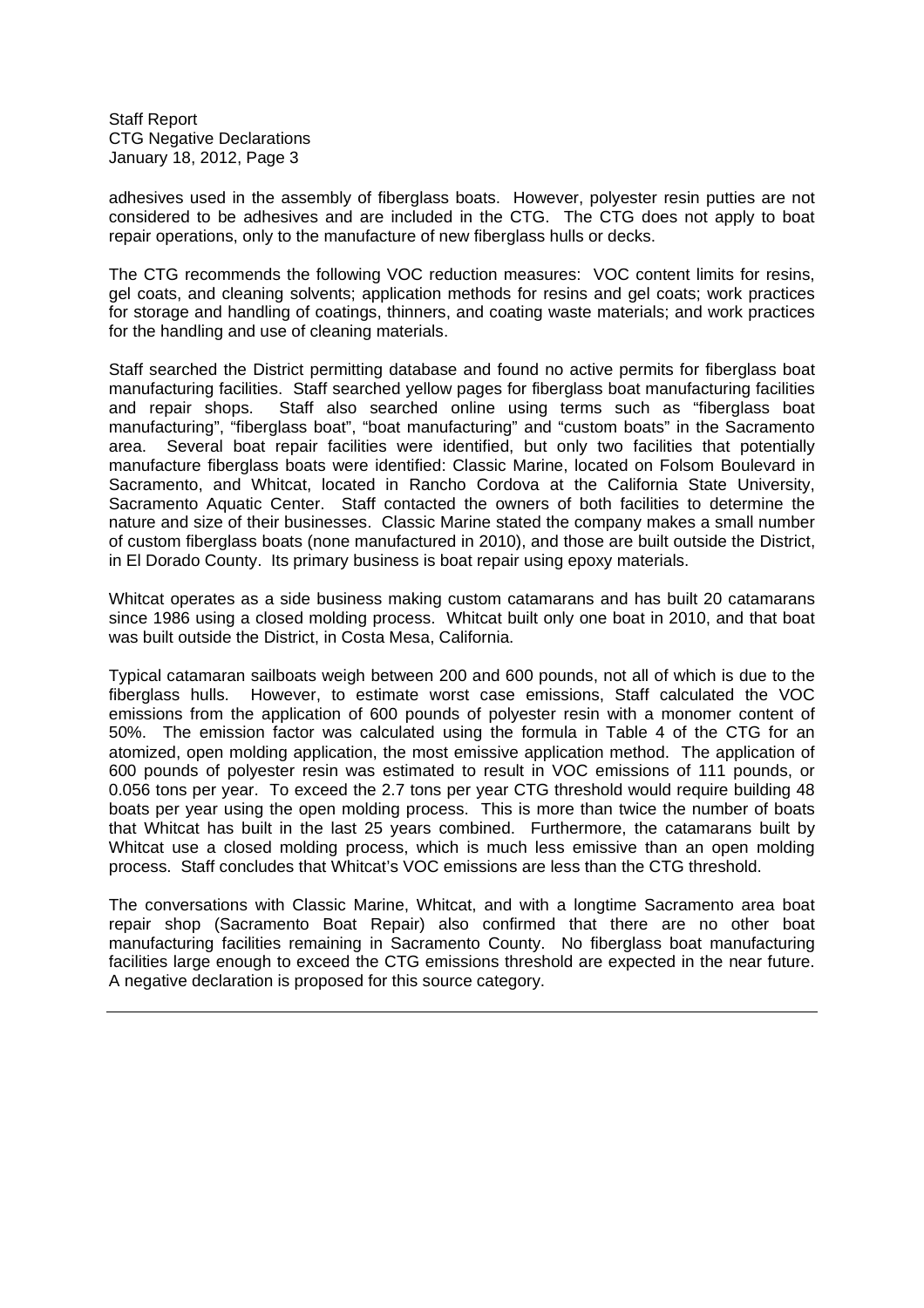adhesives used in the assembly of fiberglass boats. However, polyester resin putties are not considered to be adhesives and are included in the CTG. The CTG does not apply to boat repair operations, only to the manufacture of new fiberglass hulls or decks.

The CTG recommends the following VOC reduction measures: VOC content limits for resins, gel coats, and cleaning solvents; application methods for resins and gel coats; work practices for storage and handling of coatings, thinners, and coating waste materials; and work practices for the handling and use of cleaning materials.

Staff searched the District permitting database and found no active permits for fiberglass boat manufacturing facilities. Staff searched yellow pages for fiberglass boat manufacturing facilities and repair shops. Staff also searched online using terms such as "fiberglass boat manufacturing", "fiberglass boat", "boat manufacturing" and "custom boats" in the Sacramento area. Several boat repair facilities were identified, but only two facilities that potentially manufacture fiberglass boats were identified: Classic Marine, located on Folsom Boulevard in Sacramento, and Whitcat, located in Rancho Cordova at the California State University, Sacramento Aquatic Center. Staff contacted the owners of both facilities to determine the nature and size of their businesses. Classic Marine stated the company makes a small number of custom fiberglass boats (none manufactured in 2010), and those are built outside the District, in El Dorado County. Its primary business is boat repair using epoxy materials.

Whitcat operates as a side business making custom catamarans and has built 20 catamarans since 1986 using a closed molding process. Whitcat built only one boat in 2010, and that boat was built outside the District, in Costa Mesa, California.

Typical catamaran sailboats weigh between 200 and 600 pounds, not all of which is due to the fiberglass hulls. However, to estimate worst case emissions, Staff calculated the VOC emissions from the application of 600 pounds of polyester resin with a monomer content of 50%. The emission factor was calculated using the formula in Table 4 of the CTG for an atomized, open molding application, the most emissive application method. The application of 600 pounds of polyester resin was estimated to result in VOC emissions of 111 pounds, or 0.056 tons per year. To exceed the 2.7 tons per year CTG threshold would require building 48 boats per year using the open molding process. This is more than twice the number of boats that Whitcat has built in the last 25 years combined. Furthermore, the catamarans built by Whitcat use a closed molding process, which is much less emissive than an open molding process. Staff concludes that Whitcat's VOC emissions are less than the CTG threshold.

The conversations with Classic Marine, Whitcat, and with a longtime Sacramento area boat repair shop (Sacramento Boat Repair) also confirmed that there are no other boat manufacturing facilities remaining in Sacramento County. No fiberglass boat manufacturing facilities large enough to exceed the CTG emissions threshold are expected in the near future. A negative declaration is proposed for this source category.

---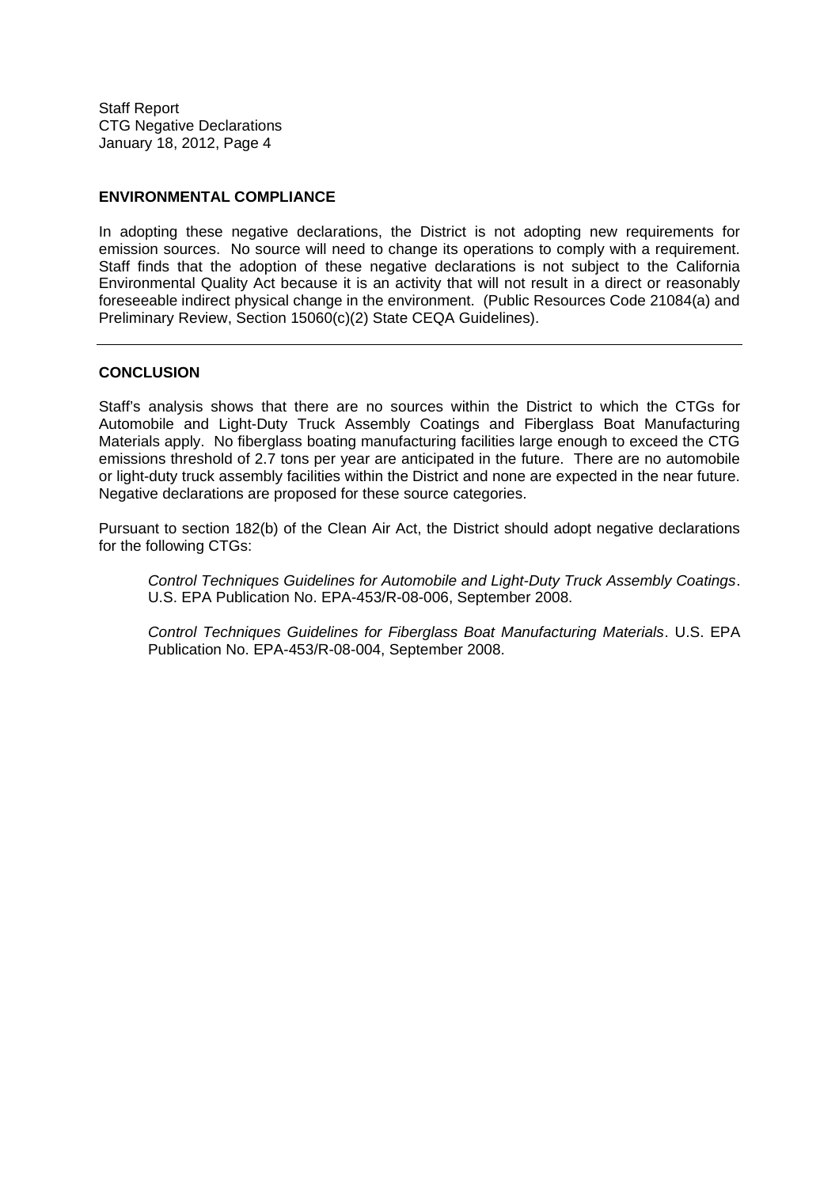## ENVIRONMENTAL COMPLIANCE

In adopting these negative declarations, the District is not adopting new requirements for emission sources. No source will need to change its operations to comply with a requirement. Staff finds that the adoption of these negative declarations is not subject to the California Environmental Quality Act because it is an activity that will not result in a direct or reasonably foreseeable indirect physical change in the environment. (Public Resources Code 21084(a) and Preliminary Review, Section 15060(c)(2) State CEQA Guidelines).

---

## CONCLUSION

Staff's analysis shows that there are no sources within the District to which the CTGs for Automobile and Light-Duty Truck Assembly Coatings and Fiberglass Boat Manufacturing Materials apply. No fiberglass boating manufacturing facilities large enough to exceed the CTG emissions threshold of 2.7 tons per year are anticipated in the future. There are no automobile or light-duty truck assembly facilities within the District and none are expected in the near future. Negative declarations are proposed for these source categories.

Pursuant to section 182(b) of the Clean Air Act, the District should adopt negative declarations for the following CTGs:

*Control Techniques Guidelines for Automobile and Light-Duty Truck Assembly Coatings*. U.S. EPA Publication No. EPA-453/R-08-006, September 2008.

*Control Techniques Guidelines for Fiberglass Boat Manufacturing Materials*. U.S. EPA Publication No. EPA-453/R-08-004, September 2008.